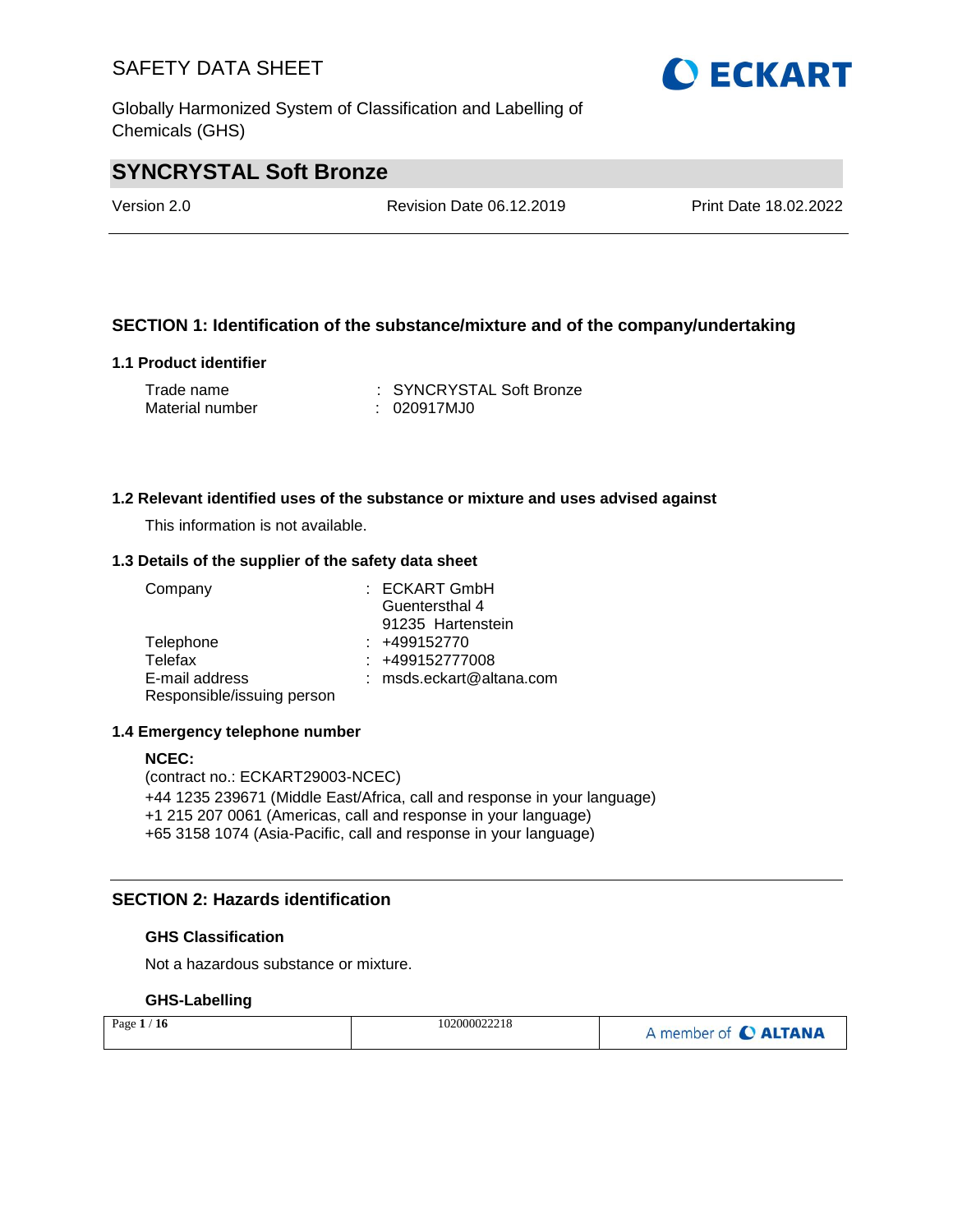# SYNCRYSTAL Soft Bronze

Version 2.0 | Revision Date 06.12.2019 | Print Date 18.02.2022

## SECTION 1: Identification of the substance/mixture and of the company/undertaking

### 1.1 Product identifier

Trade name : SYNCRYSTAL Soft Bronze
Material number : 020917MJ0

### 1.2 Relevant identified uses of the substance or mixture and uses advised against

This information is not available.

### 1.3 Details of the supplier of the safety data sheet

Company : ECKART GmbH
Guentersthal 4
91235 Hartenstein
Telephone : +499152770
Telefax : +499152777008
E-mail address : msds.eckart@altana.com
Responsible/issuing person

### 1.4 Emergency telephone number

**NCEC:**
(contract no.: ECKART29003-NCEC)
+44 1235 239671 (Middle East/Africa, call and response in your language)
+1 215 207 0061 (Americas, call and response in your language)
+65 3158 1074 (Asia-Pacific, call and response in your language)

## SECTION 2: Hazards identification

### GHS Classification

Not a hazardous substance or mixture.

### GHS-Labelling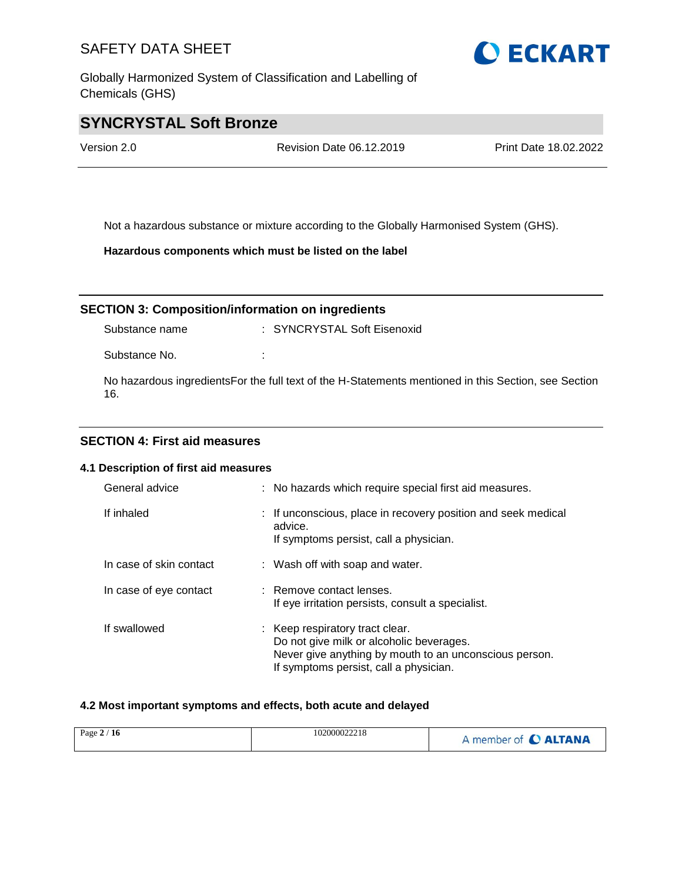Not a hazardous substance or mixture according to the Globally Harmonised System (GHS).

**Hazardous components which must be listed on the label**

## SECTION 3: Composition/information on ingredients

| | |
|---|---|
| Substance name | : SYNCRYSTAL Soft Eisenoxid |
| Substance No. | : |

No hazardous ingredientsFor the full text of the H-Statements mentioned in this Section, see Section 16.

## SECTION 4: First aid measures

### 4.1 Description of first aid measures

| | |
|---|---|
| General advice | : No hazards which require special first aid measures. |
| If inhaled | : If unconscious, place in recovery position and seek medical advice.<br>If symptoms persist, call a physician. |
| In case of skin contact | : Wash off with soap and water. |
| In case of eye contact | : Remove contact lenses.<br>If eye irritation persists, consult a specialist. |
| If swallowed | : Keep respiratory tract clear.<br>Do not give milk or alcoholic beverages.<br>Never give anything by mouth to an unconscious person.<br>If symptoms persist, call a physician. |

### 4.2 Most important symptoms and effects, both acute and delayed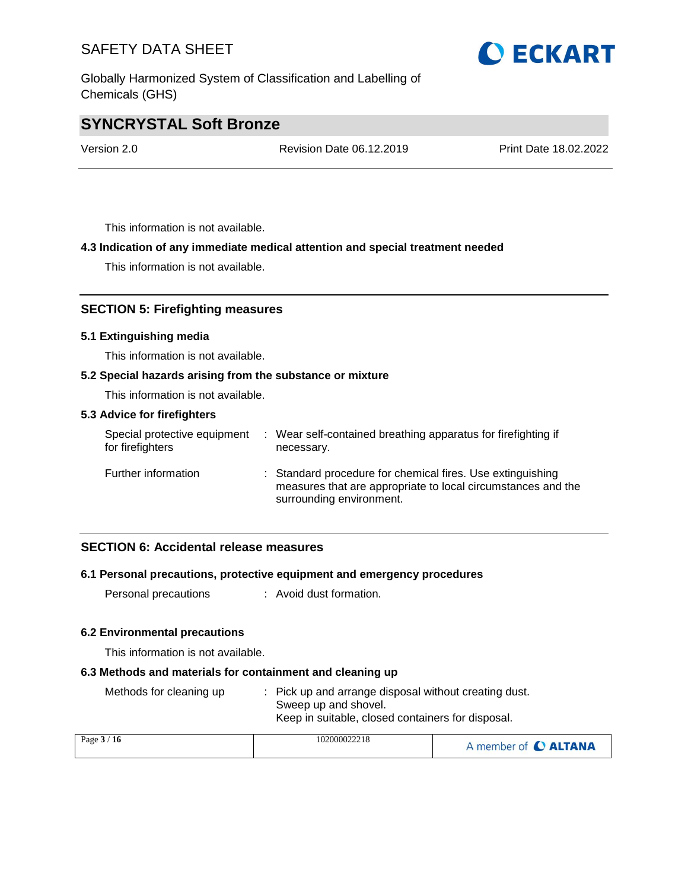This information is not available.

### 4.3 Indication of any immediate medical attention and special treatment needed

This information is not available.

## SECTION 5: Firefighting measures

### 5.1 Extinguishing media

This information is not available.

### 5.2 Special hazards arising from the substance or mixture

This information is not available.

### 5.3 Advice for firefighters

Special protective equipment for firefighters : Wear self-contained breathing apparatus for firefighting if necessary.

Further information : Standard procedure for chemical fires. Use extinguishing measures that are appropriate to local circumstances and the surrounding environment.

## SECTION 6: Accidental release measures

### 6.1 Personal precautions, protective equipment and emergency procedures

Personal precautions : Avoid dust formation.

### 6.2 Environmental precautions

This information is not available.

### 6.3 Methods and materials for containment and cleaning up

Methods for cleaning up : Pick up and arrange disposal without creating dust.
Sweep up and shovel.
Keep in suitable, closed containers for disposal.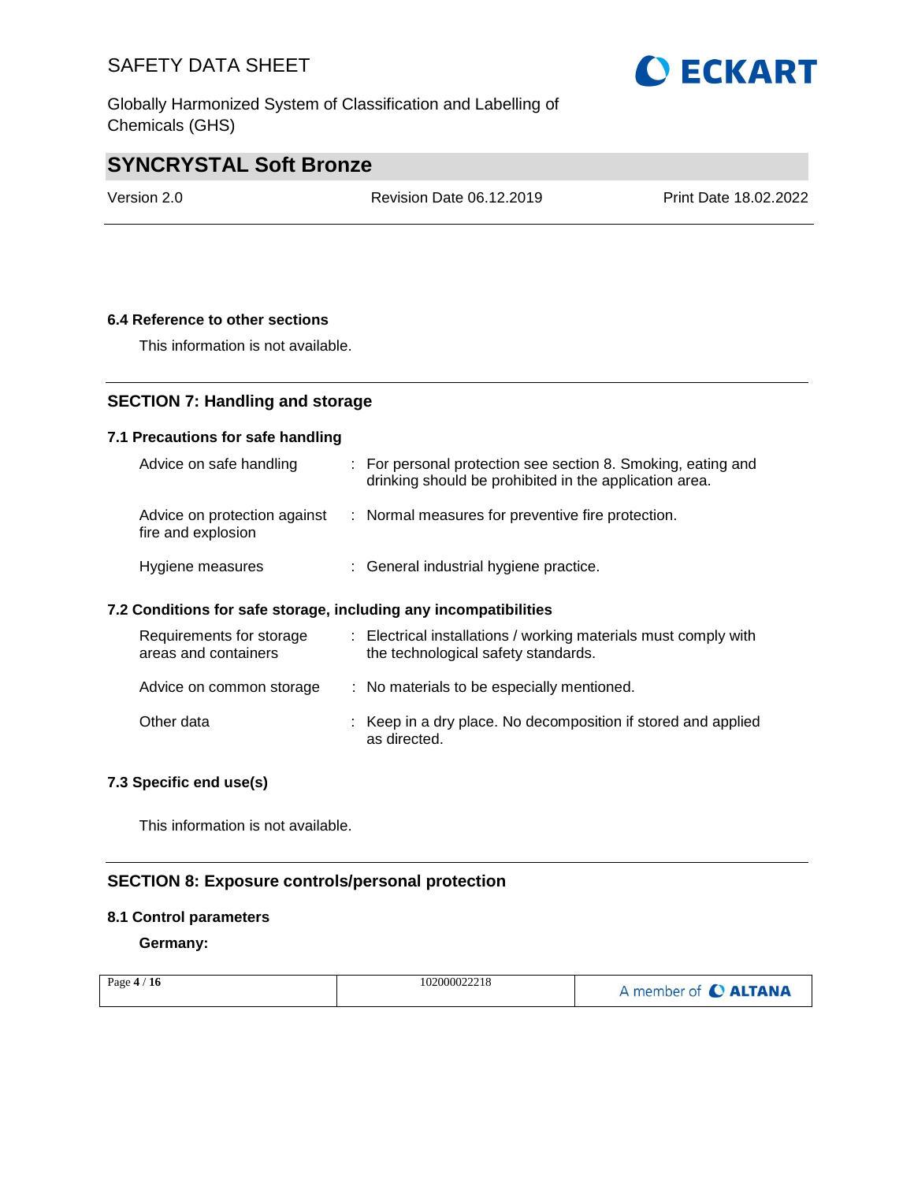### 6.4 Reference to other sections

This information is not available.

## SECTION 7: Handling and storage

### 7.1 Precautions for safe handling

| | |
|---|---|
| Advice on safe handling | : For personal protection see section 8. Smoking, eating and drinking should be prohibited in the application area. |
| Advice on protection against fire and explosion | : Normal measures for preventive fire protection. |
| Hygiene measures | : General industrial hygiene practice. |

### 7.2 Conditions for safe storage, including any incompatibilities

| | |
|---|---|
| Requirements for storage areas and containers | : Electrical installations / working materials must comply with the technological safety standards. |
| Advice on common storage | : No materials to be especially mentioned. |
| Other data | : Keep in a dry place. No decomposition if stored and applied as directed. |

### 7.3 Specific end use(s)

This information is not available.

## SECTION 8: Exposure controls/personal protection

### 8.1 Control parameters

**Germany:**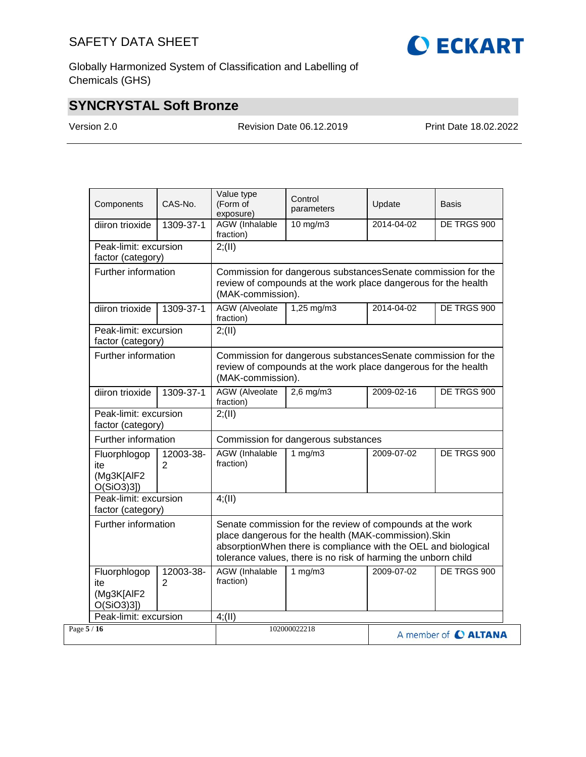| Components | CAS-No. | Value type (Form of exposure) | Control parameters | Update | Basis |
|---|---|---|---|---|---|
| diiron trioxide | 1309-37-1 | AGW (Inhalable fraction) | 10 mg/m3 | 2014-04-02 | DE TRGS 900 |
| Peak-limit: excursion factor (category) | | 2;(II) | | | |
| Further information | | Commission for dangerous substancesSenate commission for the review of compounds at the work place dangerous for the health (MAK-commission). | | | |
| diiron trioxide | 1309-37-1 | AGW (Alveolate fraction) | 1,25 mg/m3 | 2014-04-02 | DE TRGS 900 |
| Peak-limit: excursion factor (category) | | 2;(II) | | | |
| Further information | | Commission for dangerous substancesSenate commission for the review of compounds at the work place dangerous for the health (MAK-commission). | | | |
| diiron trioxide | 1309-37-1 | AGW (Alveolate fraction) | 2,6 mg/m3 | 2009-02-16 | DE TRGS 900 |
| Peak-limit: excursion factor (category) | | 2;(II) | | | |
| Further information | | Commission for dangerous substances | | | |
| Fluorphlogopite (Mg3K[AlF2 O(SiO3)3]) | 12003-38-2 | AGW (Inhalable fraction) | 1 mg/m3 | 2009-07-02 | DE TRGS 900 |
| Peak-limit: excursion factor (category) | | 4;(II) | | | |
| Further information | | Senate commission for the review of compounds at the work place dangerous for the health (MAK-commission).Skin absorptionWhen there is compliance with the OEL and biological tolerance values, there is no risk of harming the unborn child | | | |
| Fluorphlogopite (Mg3K[AlF2 O(SiO3)3]) | 12003-38-2 | AGW (Inhalable fraction) | 1 mg/m3 | 2009-07-02 | DE TRGS 900 |
| Peak-limit: excursion | | 4;(II) | | | |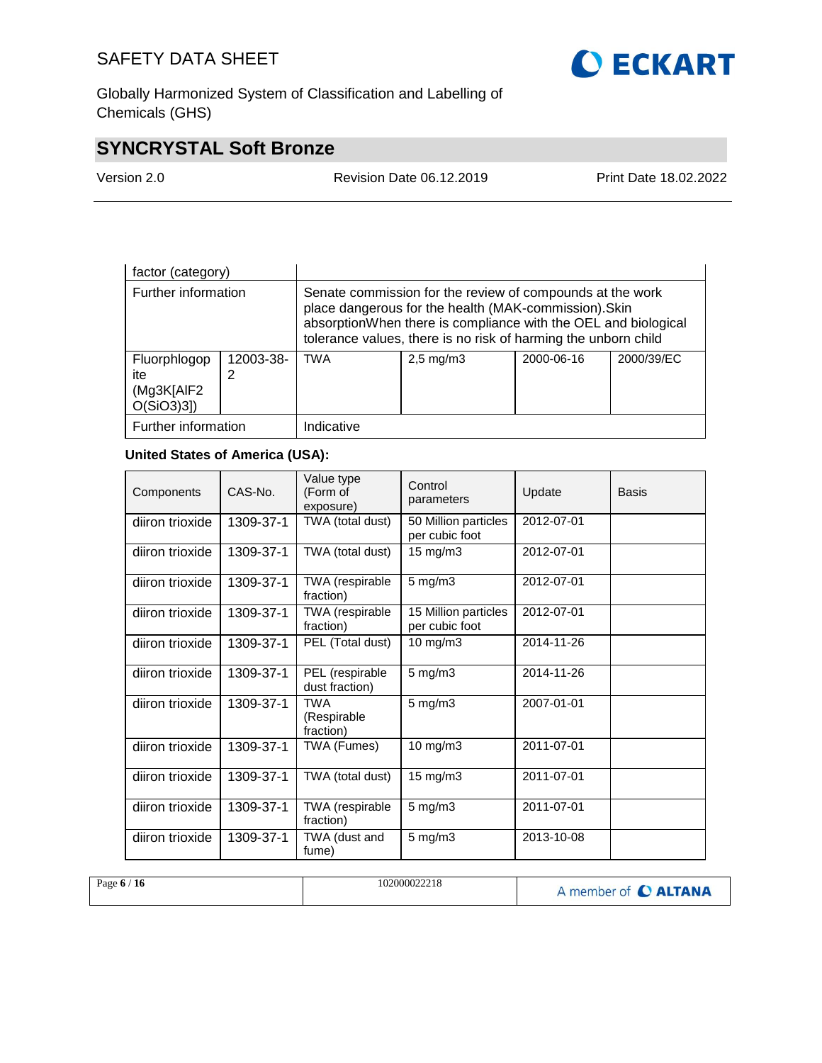| | | | | | |
|---|---|---|---|---|---|
| factor (category) | | | | | |
| Further information | | Senate commission for the review of compounds at the work place dangerous for the health (MAK-commission).Skin absorptionWhen there is compliance with the OEL and biological tolerance values, there is no risk of harming the unborn child | | | |
| Fluorphlogopite ($Mg_3K[AlF_2O(SiO_3)_3]$) | 12003-38-2 | TWA | 2,5 mg/m3 | 2000-06-16 | 2000/39/EC |
| Further information | | Indicative | | | |

**United States of America (USA):**

| Components | CAS-No. | Value type (Form of exposure) | Control parameters | Update | Basis |
|---|---|---|---|---|---|
| diiron trioxide | 1309-37-1 | TWA (total dust) | 50 Million particles per cubic foot | 2012-07-01 | |
| diiron trioxide | 1309-37-1 | TWA (total dust) | 15 mg/m3 | 2012-07-01 | |
| diiron trioxide | 1309-37-1 | TWA (respirable fraction) | 5 mg/m3 | 2012-07-01 | |
| diiron trioxide | 1309-37-1 | TWA (respirable fraction) | 15 Million particles per cubic foot | 2012-07-01 | |
| diiron trioxide | 1309-37-1 | PEL (Total dust) | 10 mg/m3 | 2014-11-26 | |
| diiron trioxide | 1309-37-1 | PEL (respirable dust fraction) | 5 mg/m3 | 2014-11-26 | |
| diiron trioxide | 1309-37-1 | TWA (Respirable fraction) | 5 mg/m3 | 2007-01-01 | |
| diiron trioxide | 1309-37-1 | TWA (Fumes) | 10 mg/m3 | 2011-07-01 | |
| diiron trioxide | 1309-37-1 | TWA (total dust) | 15 mg/m3 | 2011-07-01 | |
| diiron trioxide | 1309-37-1 | TWA (respirable fraction) | 5 mg/m3 | 2011-07-01 | |
| diiron trioxide | 1309-37-1 | TWA (dust and fume) | 5 mg/m3 | 2013-10-08 | |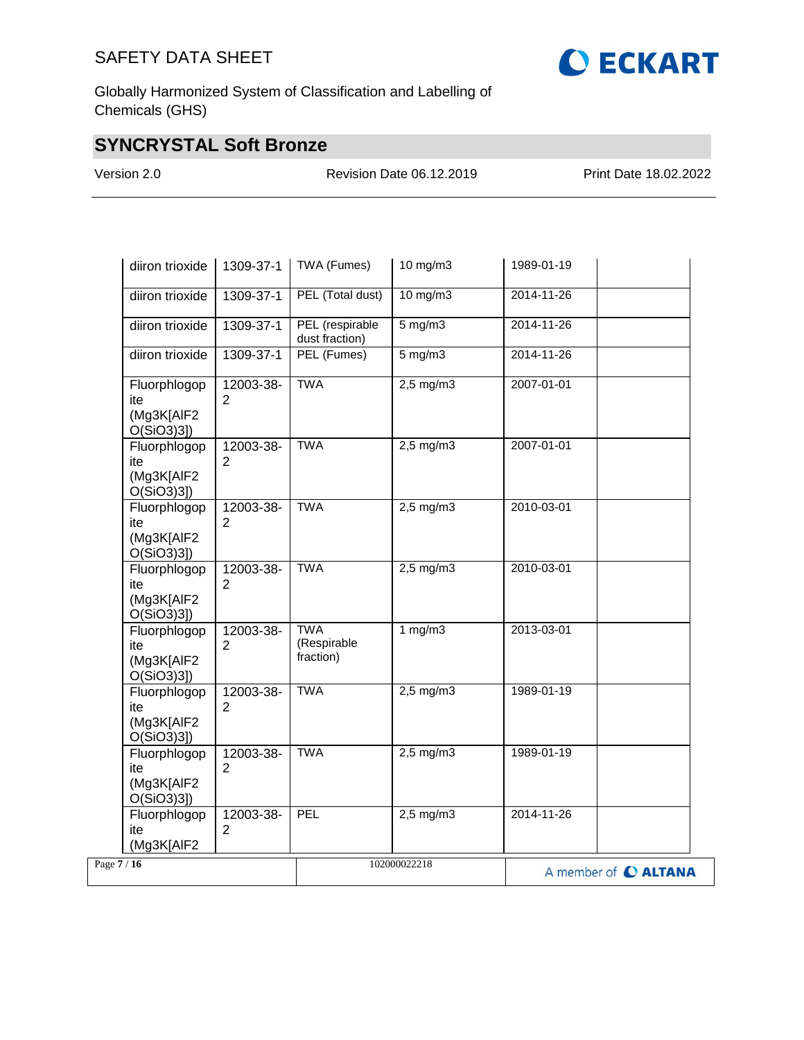| diiron trioxide | 1309-37-1 | TWA (Fumes) | 10 mg/m3 | 1989-01-19 | |
|---|---|---|---|---|---|
| diiron trioxide | 1309-37-1 | PEL (Total dust) | 10 mg/m3 | 2014-11-26 | |
| diiron trioxide | 1309-37-1 | PEL (respirable dust fraction) | 5 mg/m3 | 2014-11-26 | |
| diiron trioxide | 1309-37-1 | PEL (Fumes) | 5 mg/m3 | 2014-11-26 | |
| Fluorphlogopite (Mg3K[AlF2 O(SiO3)3]) | 12003-38-2 | TWA | 2,5 mg/m3 | 2007-01-01 | |
| Fluorphlogopite (Mg3K[AlF2 O(SiO3)3]) | 12003-38-2 | TWA | 2,5 mg/m3 | 2007-01-01 | |
| Fluorphlogopite (Mg3K[AlF2 O(SiO3)3]) | 12003-38-2 | TWA | 2,5 mg/m3 | 2010-03-01 | |
| Fluorphlogopite (Mg3K[AlF2 O(SiO3)3]) | 12003-38-2 | TWA | 2,5 mg/m3 | 2010-03-01 | |
| Fluorphlogopite (Mg3K[AlF2 O(SiO3)3]) | 12003-38-2 | TWA (Respirable fraction) | 1 mg/m3 | 2013-03-01 | |
| Fluorphlogopite (Mg3K[AlF2 O(SiO3)3]) | 12003-38-2 | TWA | 2,5 mg/m3 | 1989-01-19 | |
| Fluorphlogopite (Mg3K[AlF2 O(SiO3)3]) | 12003-38-2 | TWA | 2,5 mg/m3 | 1989-01-19 | |
| Fluorphlogopite (Mg3K[AlF2 | 12003-38-2 | PEL | 2,5 mg/m3 | 2014-11-26 | |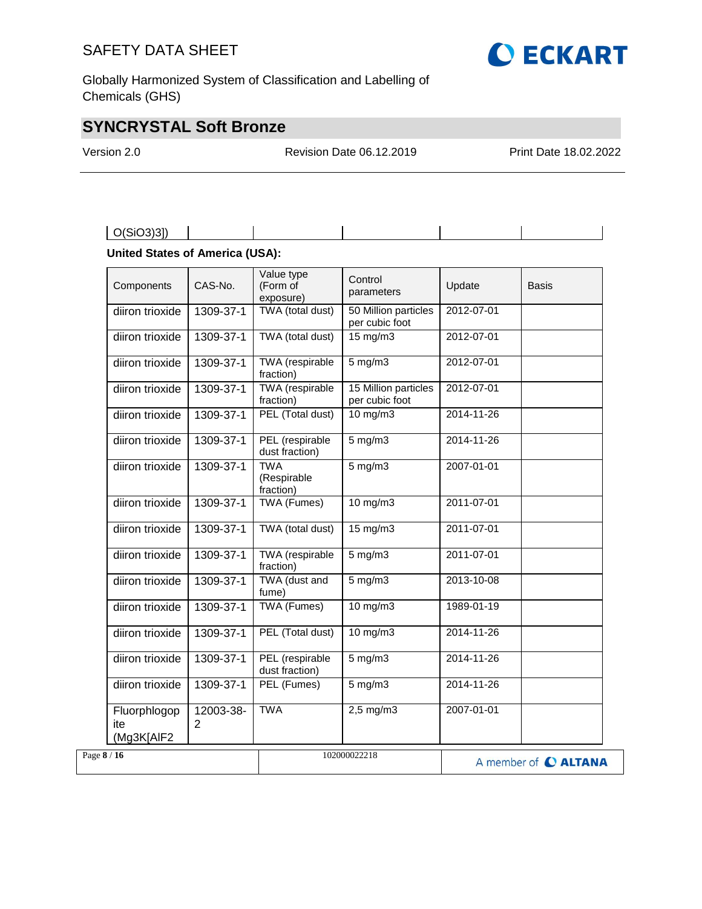| O(SiO3)3]) | | | | | |
|---|---|---|---|---|---|

**United States of America (USA):**

| Components | CAS-No. | Value type (Form of exposure) | Control parameters | Update | Basis |
|---|---|---|---|---|---|
| diiron trioxide | 1309-37-1 | TWA (total dust) | 50 Million particles per cubic foot | 2012-07-01 | |
| diiron trioxide | 1309-37-1 | TWA (total dust) | 15 mg/m3 | 2012-07-01 | |
| diiron trioxide | 1309-37-1 | TWA (respirable fraction) | 5 mg/m3 | 2012-07-01 | |
| diiron trioxide | 1309-37-1 | TWA (respirable fraction) | 15 Million particles per cubic foot | 2012-07-01 | |
| diiron trioxide | 1309-37-1 | PEL (Total dust) | 10 mg/m3 | 2014-11-26 | |
| diiron trioxide | 1309-37-1 | PEL (respirable dust fraction) | 5 mg/m3 | 2014-11-26 | |
| diiron trioxide | 1309-37-1 | TWA (Respirable fraction) | 5 mg/m3 | 2007-01-01 | |
| diiron trioxide | 1309-37-1 | TWA (Fumes) | 10 mg/m3 | 2011-07-01 | |
| diiron trioxide | 1309-37-1 | TWA (total dust) | 15 mg/m3 | 2011-07-01 | |
| diiron trioxide | 1309-37-1 | TWA (respirable fraction) | 5 mg/m3 | 2011-07-01 | |
| diiron trioxide | 1309-37-1 | TWA (dust and fume) | 5 mg/m3 | 2013-10-08 | |
| diiron trioxide | 1309-37-1 | TWA (Fumes) | 10 mg/m3 | 1989-01-19 | |
| diiron trioxide | 1309-37-1 | PEL (Total dust) | 10 mg/m3 | 2014-11-26 | |
| diiron trioxide | 1309-37-1 | PEL (respirable dust fraction) | 5 mg/m3 | 2014-11-26 | |
| diiron trioxide | 1309-37-1 | PEL (Fumes) | 5 mg/m3 | 2014-11-26 | |
| Fluorphlogopite (Mg3K[AlF2 | 12003-38-2 | TWA | 2,5 mg/m3 | 2007-01-01 | |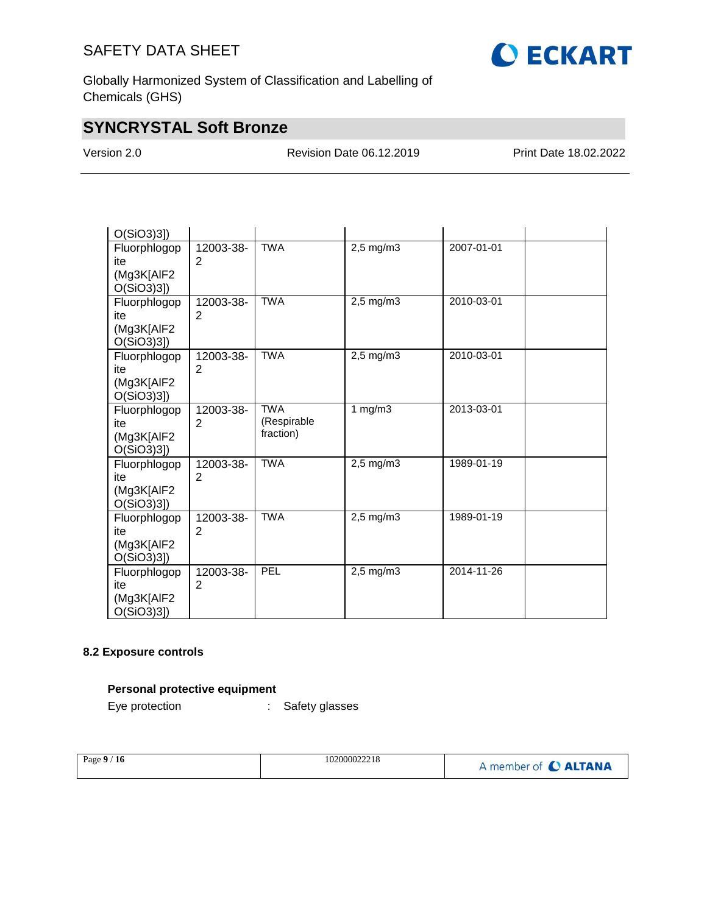| | | | | | |
|---|---|---|---|---|---|
| O(SiO3)3]) | | | | | |
| Fluorphlogopite (Mg3K[AlF2 O(SiO3)3]) | 12003-38-2 | TWA | 2,5 mg/m3 | 2007-01-01 | |
| Fluorphlogopite (Mg3K[AlF2 O(SiO3)3]) | 12003-38-2 | TWA | 2,5 mg/m3 | 2010-03-01 | |
| Fluorphlogopite (Mg3K[AlF2 O(SiO3)3]) | 12003-38-2 | TWA | 2,5 mg/m3 | 2010-03-01 | |
| Fluorphlogopite (Mg3K[AlF2 O(SiO3)3]) | 12003-38-2 | TWA (Respirable fraction) | 1 mg/m3 | 2013-03-01 | |
| Fluorphlogopite (Mg3K[AlF2 O(SiO3)3]) | 12003-38-2 | TWA | 2,5 mg/m3 | 1989-01-19 | |
| Fluorphlogopite (Mg3K[AlF2 O(SiO3)3]) | 12003-38-2 | TWA | 2,5 mg/m3 | 1989-01-19 | |
| Fluorphlogopite (Mg3K[AlF2 O(SiO3)3]) | 12003-38-2 | PEL | 2,5 mg/m3 | 2014-11-26 | |

**8.2 Exposure controls**

**Personal protective equipment**

Eye protection : Safety glasses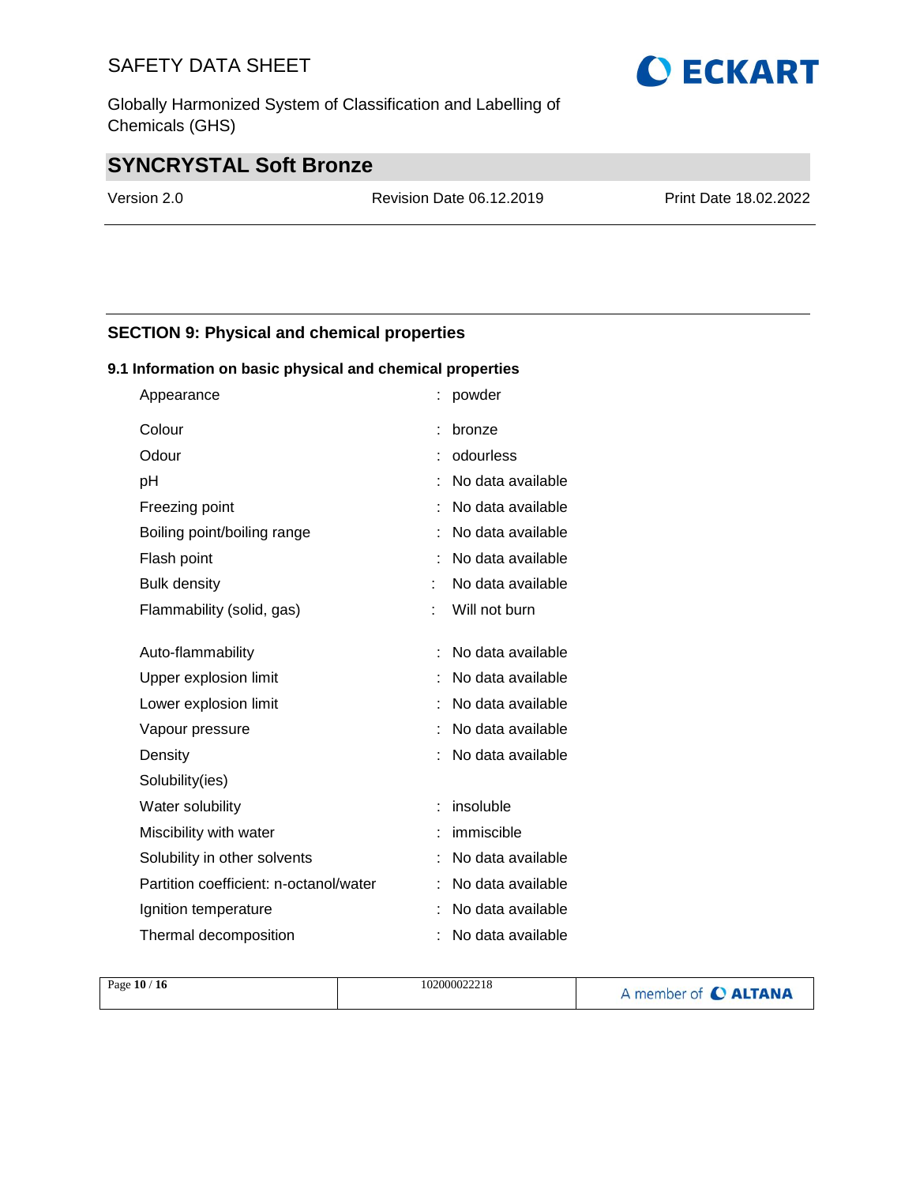## SECTION 9: Physical and chemical properties

### 9.1 Information on basic physical and chemical properties

| Property | | Value |
|---|---|---|
| Appearance | : | powder |
| Colour | : | bronze |
| Odour | : | odourless |
| pH | : | No data available |
| Freezing point | : | No data available |
| Boiling point/boiling range | : | No data available |
| Flash point | : | No data available |
| Bulk density | : | No data available |
| Flammability (solid, gas) | : | Will not burn |
| Auto-flammability | : | No data available |
| Upper explosion limit | : | No data available |
| Lower explosion limit | : | No data available |
| Vapour pressure | : | No data available |
| Density | : | No data available |
| Solubility(ies) | | |
| Water solubility | : | insoluble |
| Miscibility with water | : | immiscible |
| Solubility in other solvents | : | No data available |
| Partition coefficient: n-octanol/water | : | No data available |
| Ignition temperature | : | No data available |
| Thermal decomposition | : | No data available |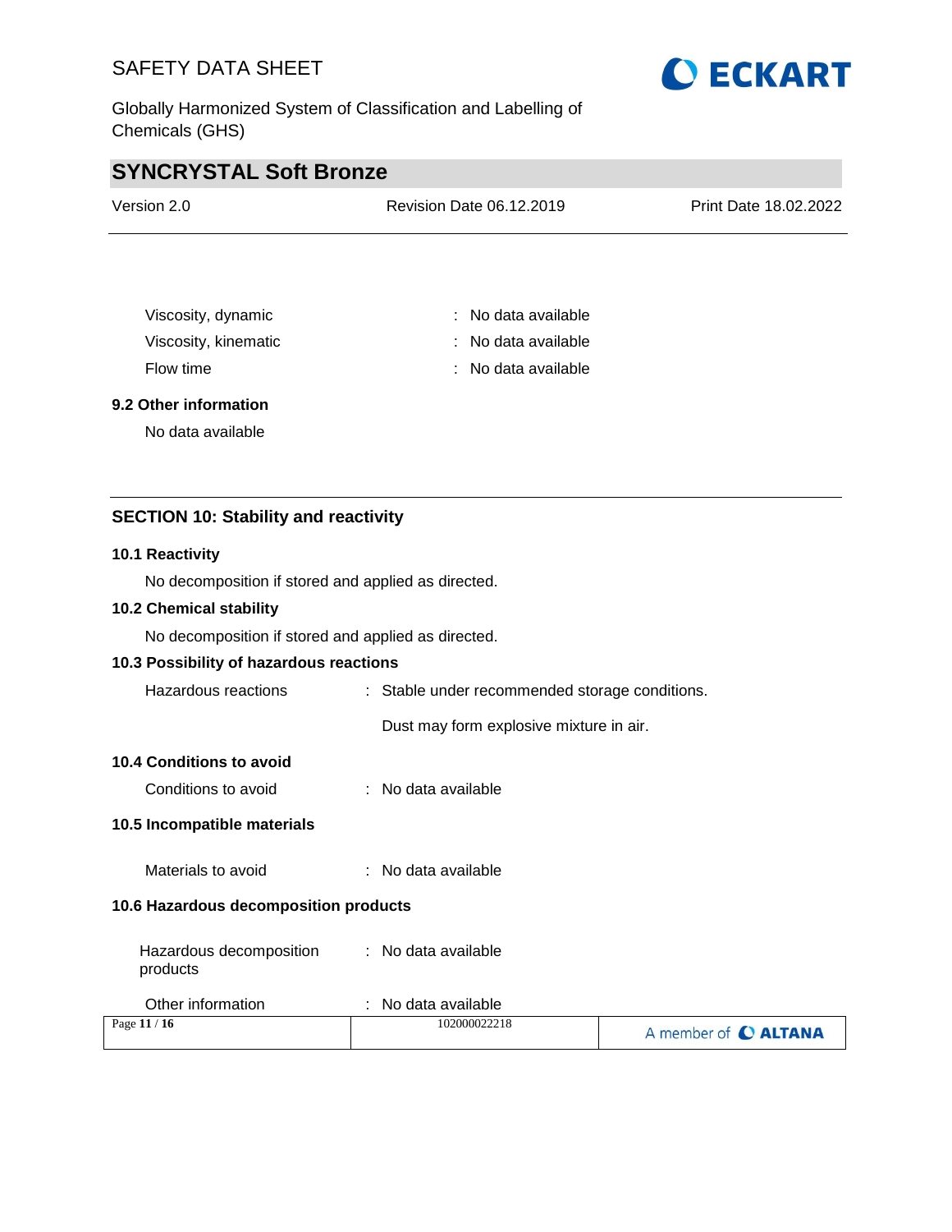| | | |
|---|---|---|
| Viscosity, dynamic | : | No data available |
| Viscosity, kinematic | : | No data available |
| Flow time | : | No data available |

**9.2 Other information**

No data available

## SECTION 10: Stability and reactivity

**10.1 Reactivity**

No decomposition if stored and applied as directed.

**10.2 Chemical stability**

No decomposition if stored and applied as directed.

**10.3 Possibility of hazardous reactions**

Hazardous reactions : Stable under recommended storage conditions.

Dust may form explosive mixture in air.

**10.4 Conditions to avoid**

Conditions to avoid : No data available

**10.5 Incompatible materials**

Materials to avoid : No data available

**10.6 Hazardous decomposition products**

Hazardous decomposition products : No data available

Other information : No data available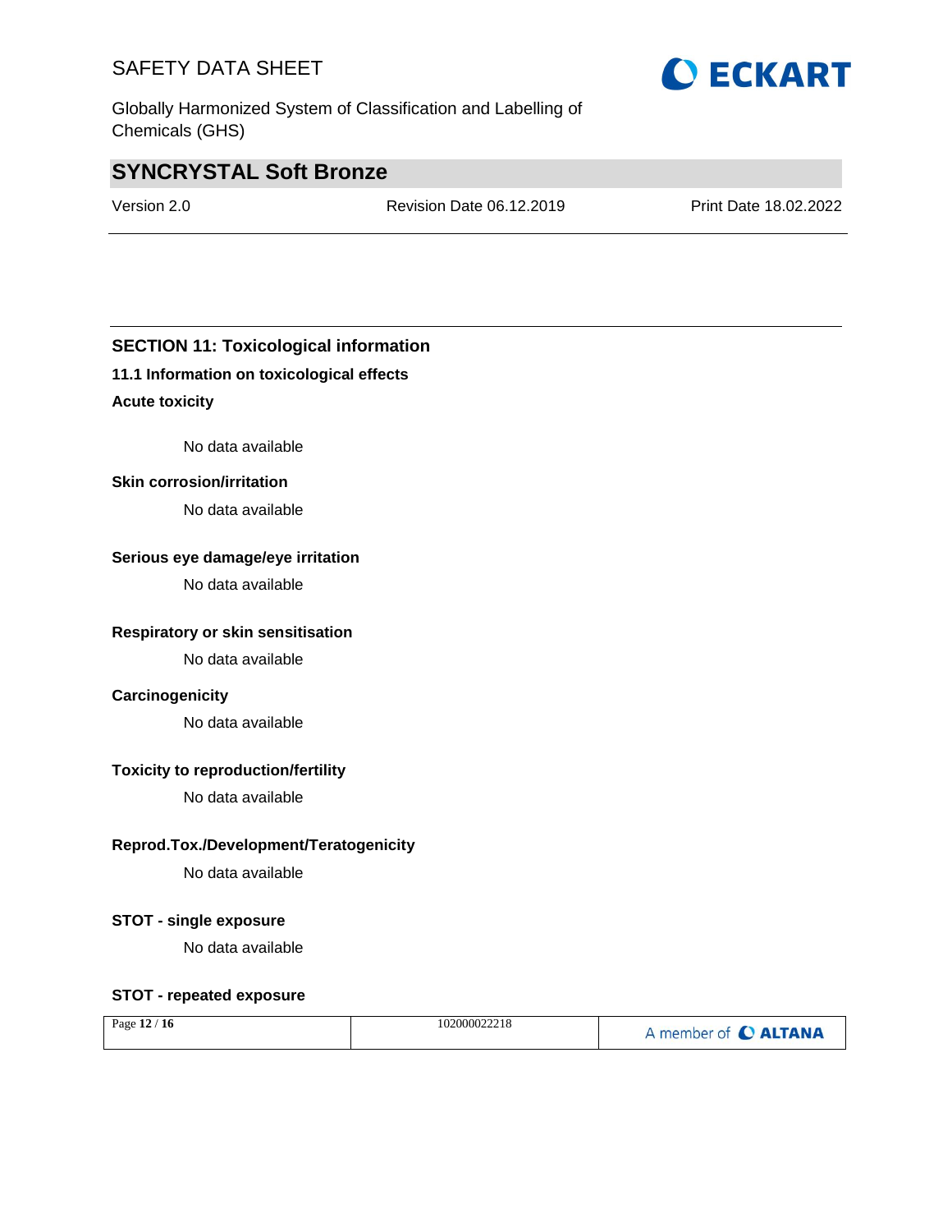## SECTION 11: Toxicological information

### 11.1 Information on toxicological effects

**Acute toxicity**

No data available

**Skin corrosion/irritation**

No data available

**Serious eye damage/eye irritation**

No data available

**Respiratory or skin sensitisation**

No data available

**Carcinogenicity**

No data available

**Toxicity to reproduction/fertility**

No data available

**Reprod.Tox./Development/Teratogenicity**

No data available

**STOT - single exposure**

No data available

**STOT - repeated exposure**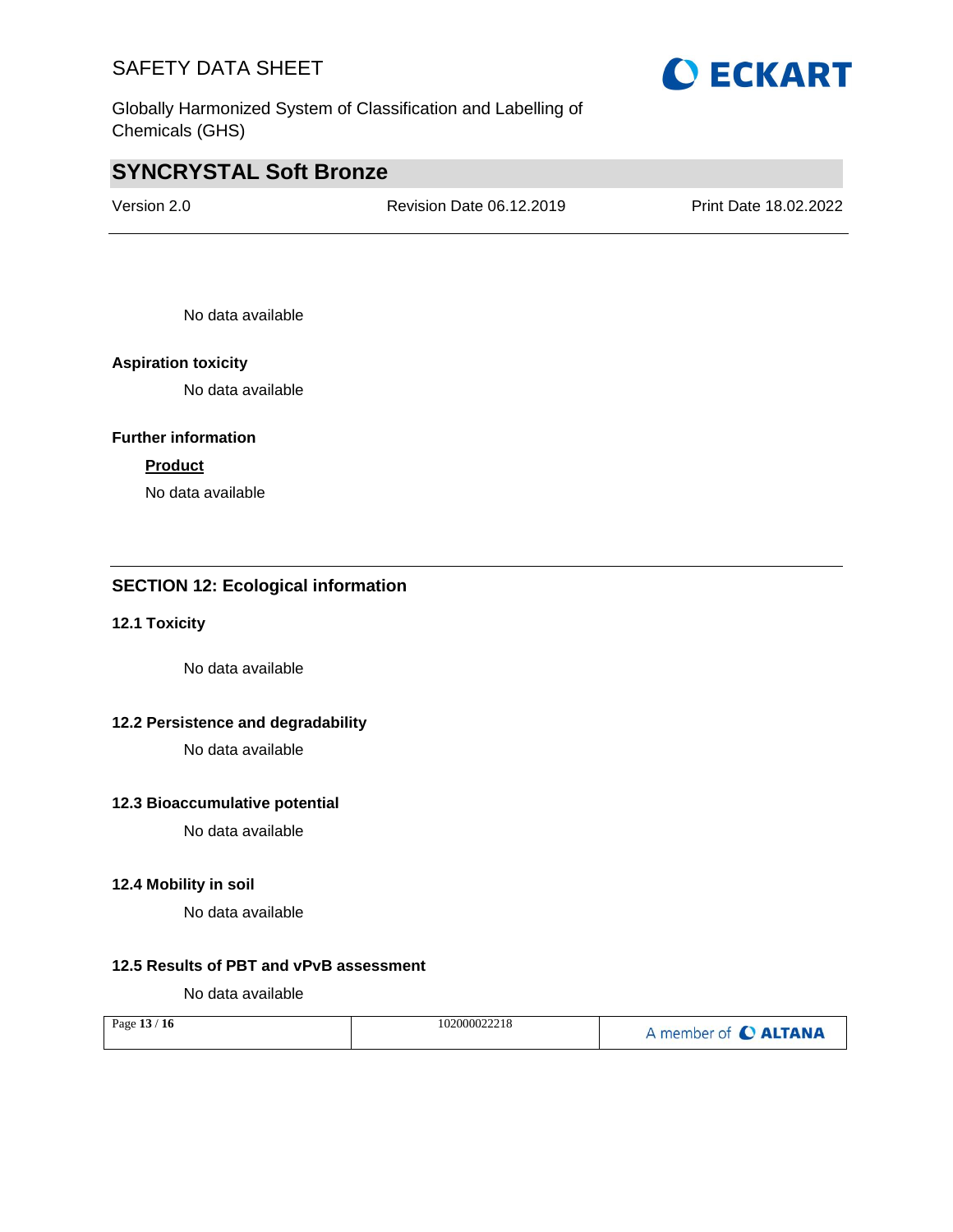No data available

**Aspiration toxicity**

No data available

**Further information**

**Product**

No data available

## SECTION 12: Ecological information

### 12.1 Toxicity

No data available

### 12.2 Persistence and degradability

No data available

### 12.3 Bioaccumulative potential

No data available

### 12.4 Mobility in soil

No data available

### 12.5 Results of PBT and vPvB assessment

No data available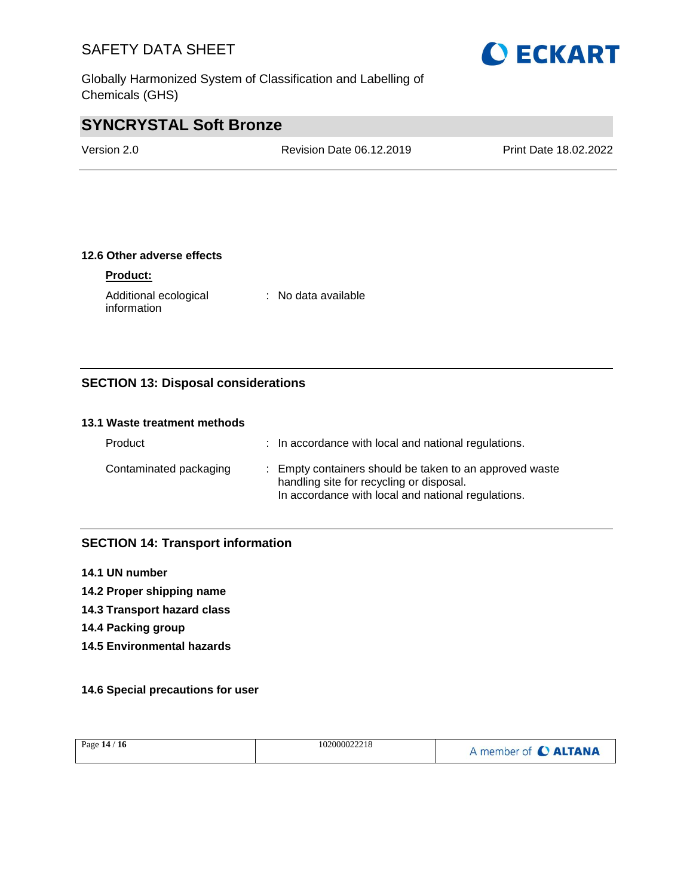#### 12.6 Other adverse effects

**Product:**

| | |
|---|---|
| Additional ecological information | : No data available |

## SECTION 13: Disposal considerations

#### 13.1 Waste treatment methods

| | |
|---|---|
| Product | : In accordance with local and national regulations. |
| Contaminated packaging | : Empty containers should be taken to an approved waste handling site for recycling or disposal.<br>In accordance with local and national regulations. |

## SECTION 14: Transport information

**14.1 UN number**

**14.2 Proper shipping name**

**14.3 Transport hazard class**

**14.4 Packing group**

**14.5 Environmental hazards**

**14.6 Special precautions for user**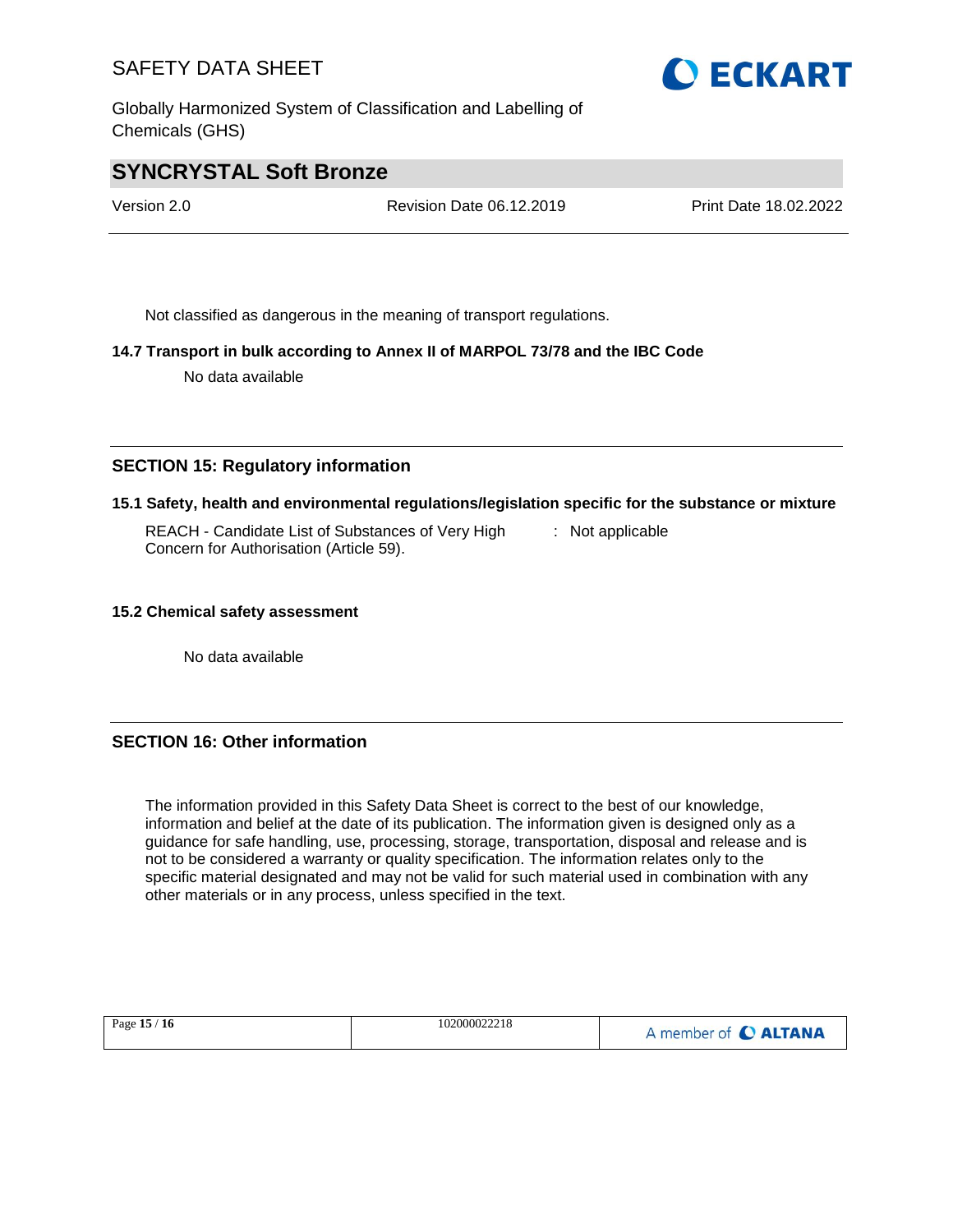Not classified as dangerous in the meaning of transport regulations.

**14.7 Transport in bulk according to Annex II of MARPOL 73/78 and the IBC Code**

No data available

## SECTION 15: Regulatory information

**15.1 Safety, health and environmental regulations/legislation specific for the substance or mixture**

REACH - Candidate List of Substances of Very High Concern for Authorisation (Article 59). : Not applicable

**15.2 Chemical safety assessment**

No data available

## SECTION 16: Other information

The information provided in this Safety Data Sheet is correct to the best of our knowledge, information and belief at the date of its publication. The information given is designed only as a guidance for safe handling, use, processing, storage, transportation, disposal and release and is not to be considered a warranty or quality specification. The information relates only to the specific material designated and may not be valid for such material used in combination with any other materials or in any process, unless specified in the text.